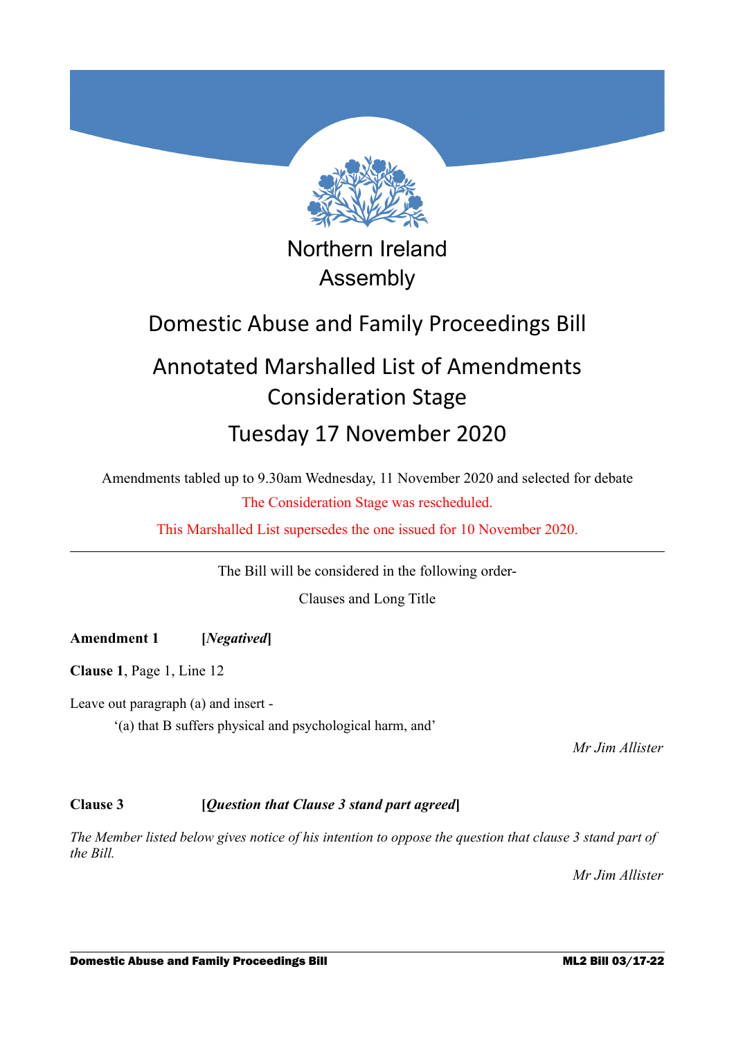Northern Ireland Assembly

# Domestic Abuse and Family Proceedings Bill

## Annotated Marshalled List of Amendments Consideration Stage

## Tuesday 17 November 2020

Amendments tabled up to 9.30am Wednesday, 11 November 2020 and selected for debate

The Consideration Stage was rescheduled.

This Marshalled List supersedes the one issued for 10 November 2020.

---

The Bill will be considered in the following order-

Clauses and Long Title

**Amendment 1** **[*Negatived*]**

**Clause 1**, Page 1, Line 12

Leave out paragraph (a) and insert -

'(a) that B suffers physical and psychological harm, and'

*Mr Jim Allister*

**Clause 3** **[*Question that Clause 3 stand part agreed*]**

*The Member listed below gives notice of his intention to oppose the question that clause 3 stand part of the Bill.*

*Mr Jim Allister*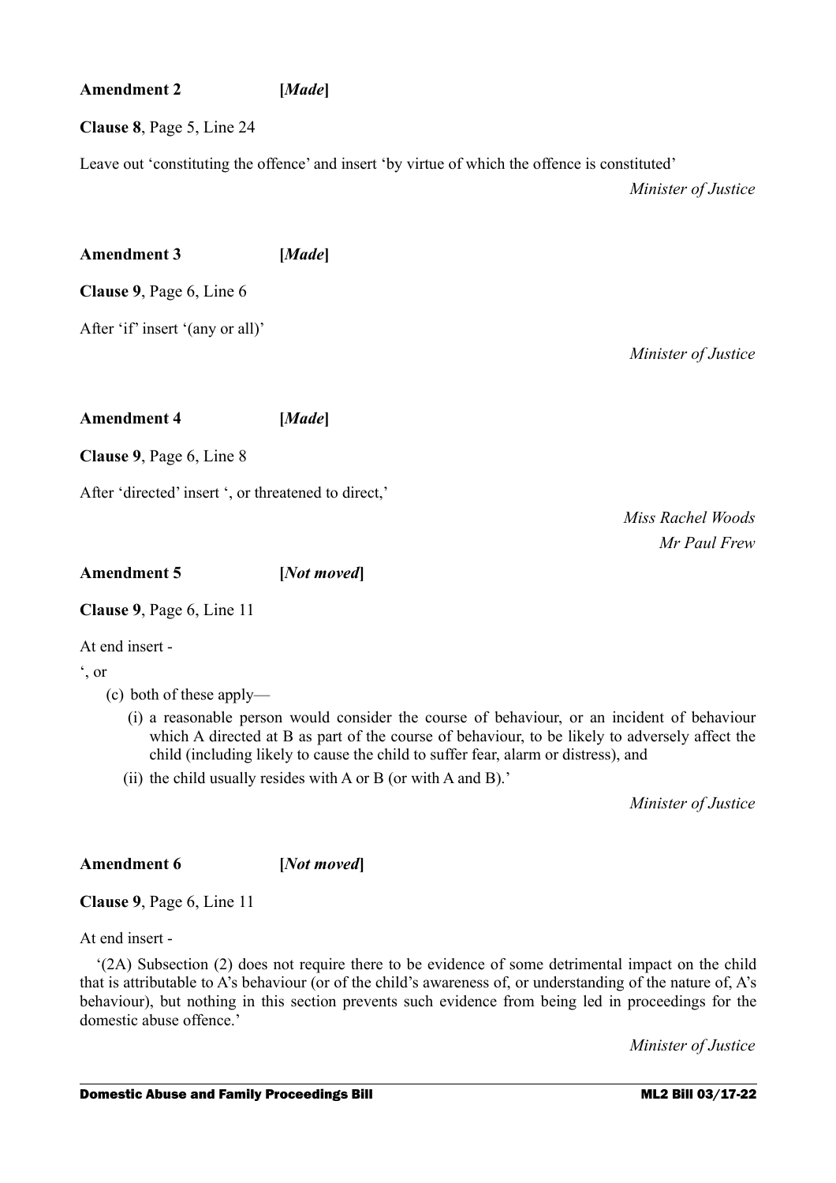**Amendment 2** **[*Made*]**

**Clause 8**, Page 5, Line 24

Leave out 'constituting the offence' and insert 'by virtue of which the offence is constituted'

*Minister of Justice*

**Amendment 3** **[*Made*]**

**Clause 9**, Page 6, Line 6

After 'if' insert '(any or all)'

*Minister of Justice*

**Amendment 4** **[*Made*]**

**Clause 9**, Page 6, Line 8

After 'directed' insert ', or threatened to direct,'

*Miss Rachel Woods*
*Mr Paul Frew*

**Amendment 5** **[*Not moved*]**

**Clause 9**, Page 6, Line 11

At end insert -

', or

(c) both of these apply—

(i) a reasonable person would consider the course of behaviour, or an incident of behaviour which A directed at B as part of the course of behaviour, to be likely to adversely affect the child (including likely to cause the child to suffer fear, alarm or distress), and

(ii) the child usually resides with A or B (or with A and B).'

*Minister of Justice*

**Amendment 6** **[*Not moved*]**

**Clause 9**, Page 6, Line 11

At end insert -

'(2A) Subsection (2) does not require there to be evidence of some detrimental impact on the child that is attributable to A's behaviour (or of the child's awareness of, or understanding of the nature of, A's behaviour), but nothing in this section prevents such evidence from being led in proceedings for the domestic abuse offence.'

*Minister of Justice*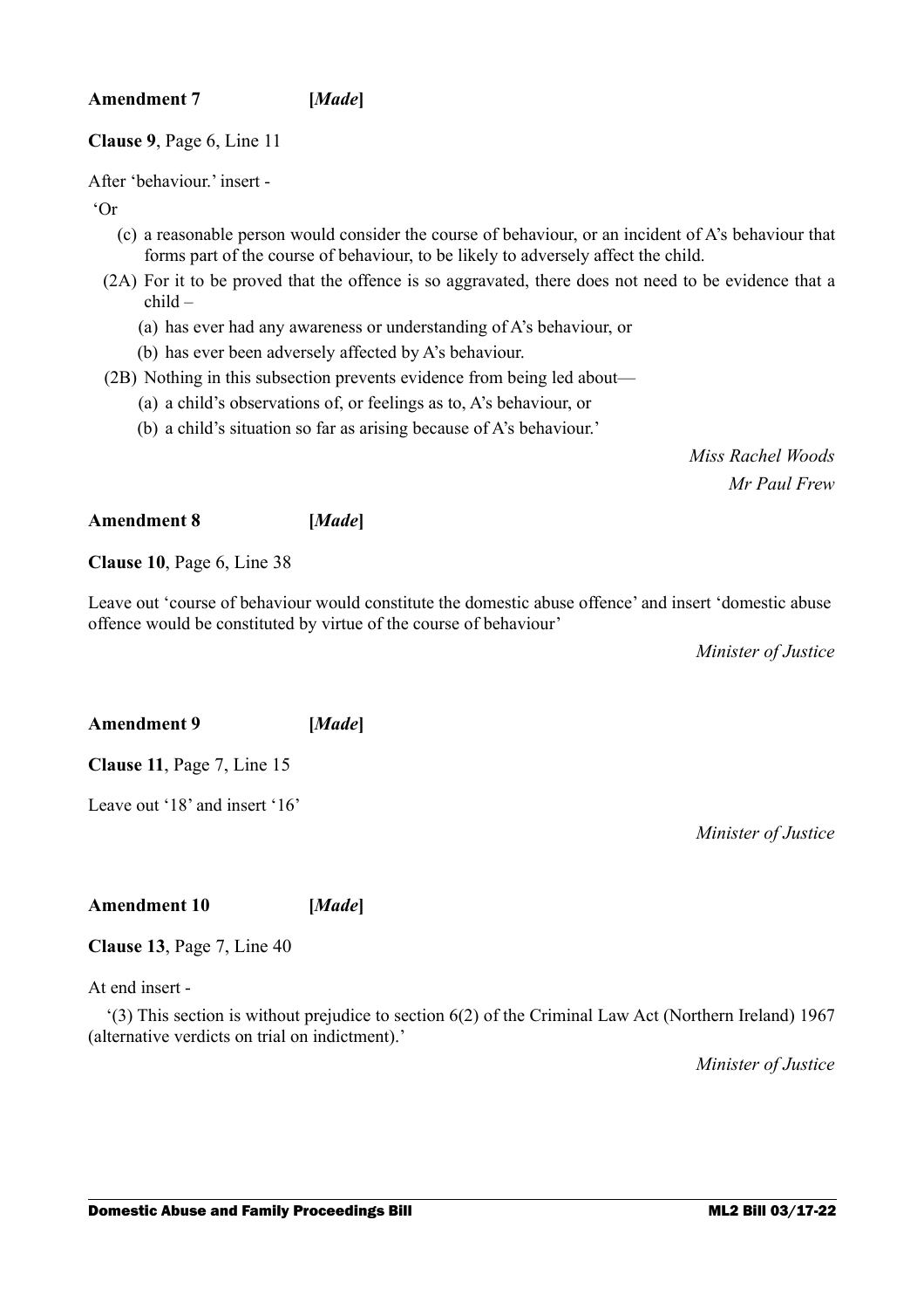**Amendment 7** **[*Made*]**

**Clause 9**, Page 6, Line 11

After 'behaviour.' insert -

'Or

(c) a reasonable person would consider the course of behaviour, or an incident of A's behaviour that forms part of the course of behaviour, to be likely to adversely affect the child.

(2A) For it to be proved that the offence is so aggravated, there does not need to be evidence that a child –

(a) has ever had any awareness or understanding of A's behaviour, or

(b) has ever been adversely affected by A's behaviour.

(2B) Nothing in this subsection prevents evidence from being led about—

(a) a child's observations of, or feelings as to, A's behaviour, or

(b) a child's situation so far as arising because of A's behaviour.'

*Miss Rachel Woods*
*Mr Paul Frew*

**Amendment 8** **[*Made*]**

**Clause 10**, Page 6, Line 38

Leave out 'course of behaviour would constitute the domestic abuse offence' and insert 'domestic abuse offence would be constituted by virtue of the course of behaviour'

*Minister of Justice*

**Amendment 9** **[*Made*]**

**Clause 11**, Page 7, Line 15

Leave out '18' and insert '16'

*Minister of Justice*

**Amendment 10** **[*Made*]**

**Clause 13**, Page 7, Line 40

At end insert -

'(3) This section is without prejudice to section 6(2) of the Criminal Law Act (Northern Ireland) 1967 (alternative verdicts on trial on indictment).'

*Minister of Justice*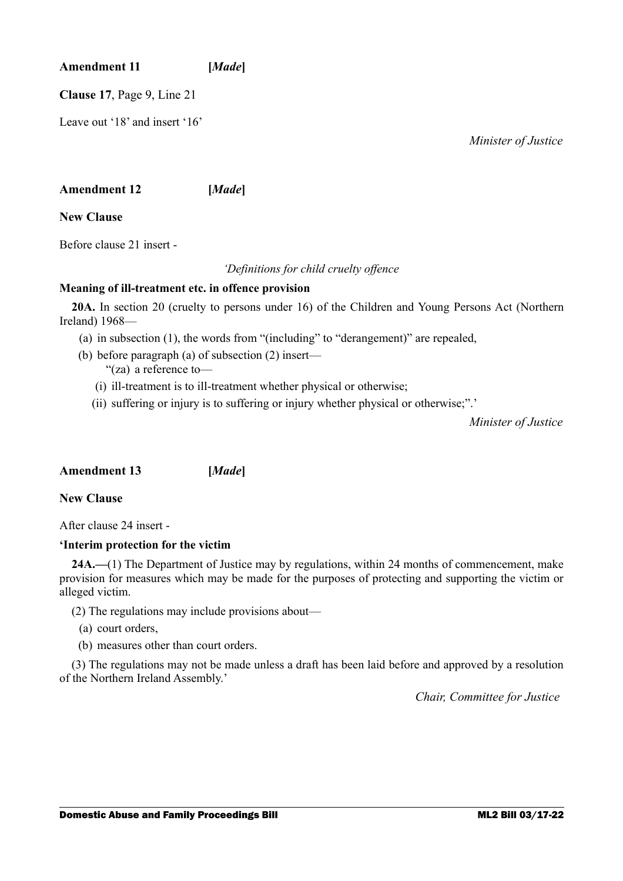**Amendment 11** **[*Made*]**

**Clause 17**, Page 9, Line 21

Leave out '18' and insert '16'

*Minister of Justice*

**Amendment 12** **[*Made*]**

**New Clause**

Before clause 21 insert -

*'Definitions for child cruelty offence*

**Meaning of ill-treatment etc. in offence provision**

**20A.** In section 20 (cruelty to persons under 16) of the Children and Young Persons Act (Northern Ireland) 1968—

(a) in subsection (1), the words from "(including" to "derangement)" are repealed,

(b) before paragraph (a) of subsection (2) insert—

"(za) a reference to—

(i) ill-treatment is to ill-treatment whether physical or otherwise;

(ii) suffering or injury is to suffering or injury whether physical or otherwise;".'

*Minister of Justice*

**Amendment 13** **[*Made*]**

**New Clause**

After clause 24 insert -

**'Interim protection for the victim**

**24A.—**(1) The Department of Justice may by regulations, within 24 months of commencement, make provision for measures which may be made for the purposes of protecting and supporting the victim or alleged victim.

(2) The regulations may include provisions about—

(a) court orders,

(b) measures other than court orders.

(3) The regulations may not be made unless a draft has been laid before and approved by a resolution of the Northern Ireland Assembly.'

*Chair, Committee for Justice*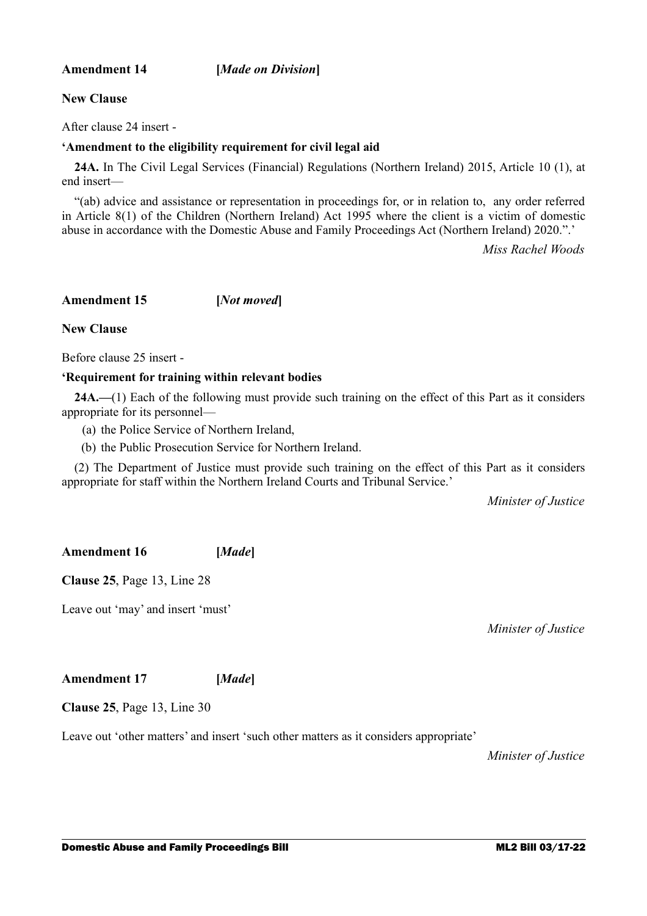**Amendment 14** **[*Made on Division*]**

**New Clause**

After clause 24 insert -

**'Amendment to the eligibility requirement for civil legal aid**

**24A.** In The Civil Legal Services (Financial) Regulations (Northern Ireland) 2015, Article 10 (1), at end insert—

"(ab) advice and assistance or representation in proceedings for, or in relation to, any order referred in Article 8(1) of the Children (Northern Ireland) Act 1995 where the client is a victim of domestic abuse in accordance with the Domestic Abuse and Family Proceedings Act (Northern Ireland) 2020.".'

*Miss Rachel Woods*

**Amendment 15** **[*Not moved*]**

**New Clause**

Before clause 25 insert -

**'Requirement for training within relevant bodies**

**24A.—**(1) Each of the following must provide such training on the effect of this Part as it considers appropriate for its personnel—

(a) the Police Service of Northern Ireland,

(b) the Public Prosecution Service for Northern Ireland.

(2) The Department of Justice must provide such training on the effect of this Part as it considers appropriate for staff within the Northern Ireland Courts and Tribunal Service.'

*Minister of Justice*

**Amendment 16** **[*Made*]**

**Clause 25**, Page 13, Line 28

Leave out 'may' and insert 'must'

*Minister of Justice*

**Amendment 17** **[*Made*]**

**Clause 25**, Page 13, Line 30

Leave out 'other matters' and insert 'such other matters as it considers appropriate'

*Minister of Justice*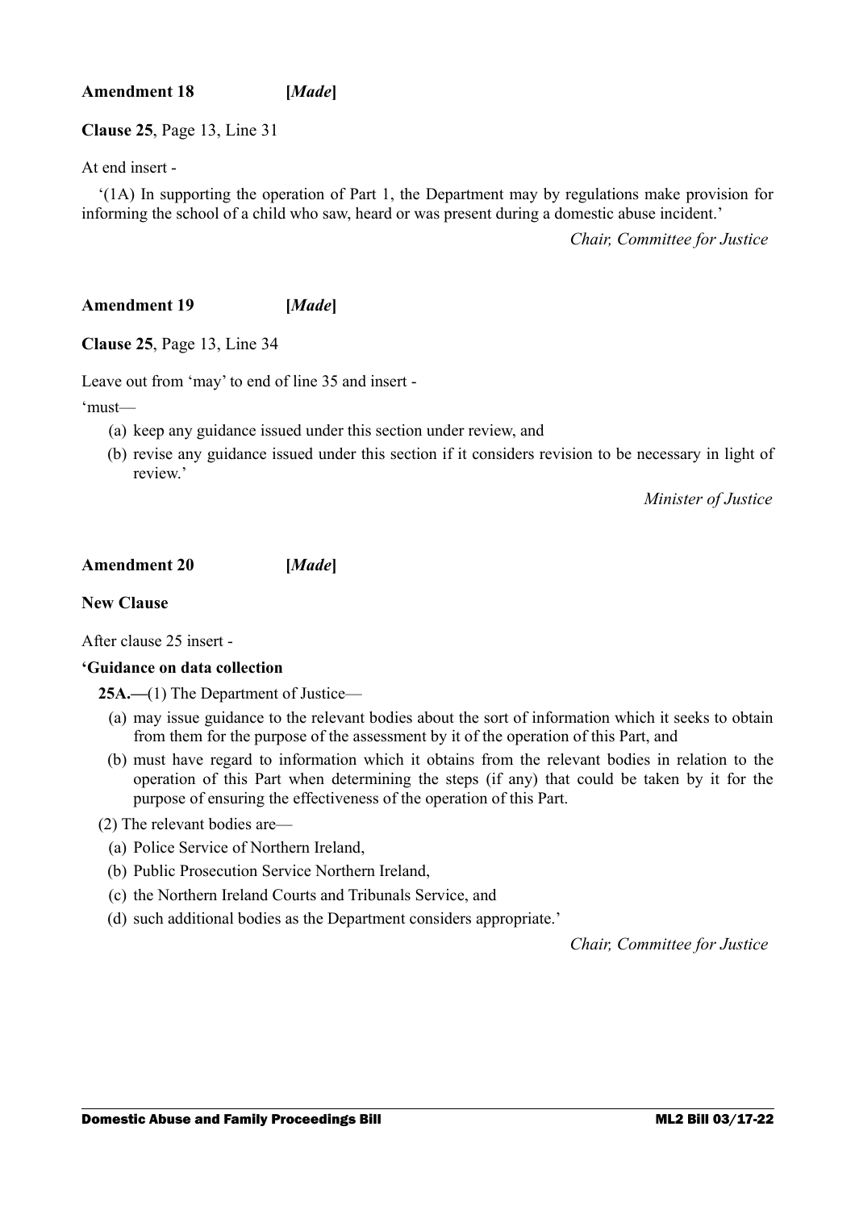**Amendment 18** **[*Made*]**

**Clause 25**, Page 13, Line 31

At end insert -

'(1A) In supporting the operation of Part 1, the Department may by regulations make provision for informing the school of a child who saw, heard or was present during a domestic abuse incident.'

*Chair, Committee for Justice*

**Amendment 19** **[*Made*]**

**Clause 25**, Page 13, Line 34

Leave out from 'may' to end of line 35 and insert -

'must—

(a) keep any guidance issued under this section under review, and

(b) revise any guidance issued under this section if it considers revision to be necessary in light of review.'

*Minister of Justice*

**Amendment 20** **[*Made*]**

**New Clause**

After clause 25 insert -

**'Guidance on data collection**

**25A.—**(1) The Department of Justice—

(a) may issue guidance to the relevant bodies about the sort of information which it seeks to obtain from them for the purpose of the assessment by it of the operation of this Part, and

(b) must have regard to information which it obtains from the relevant bodies in relation to the operation of this Part when determining the steps (if any) that could be taken by it for the purpose of ensuring the effectiveness of the operation of this Part.

(2) The relevant bodies are—

(a) Police Service of Northern Ireland,

(b) Public Prosecution Service Northern Ireland,

(c) the Northern Ireland Courts and Tribunals Service, and

(d) such additional bodies as the Department considers appropriate.'

*Chair, Committee for Justice*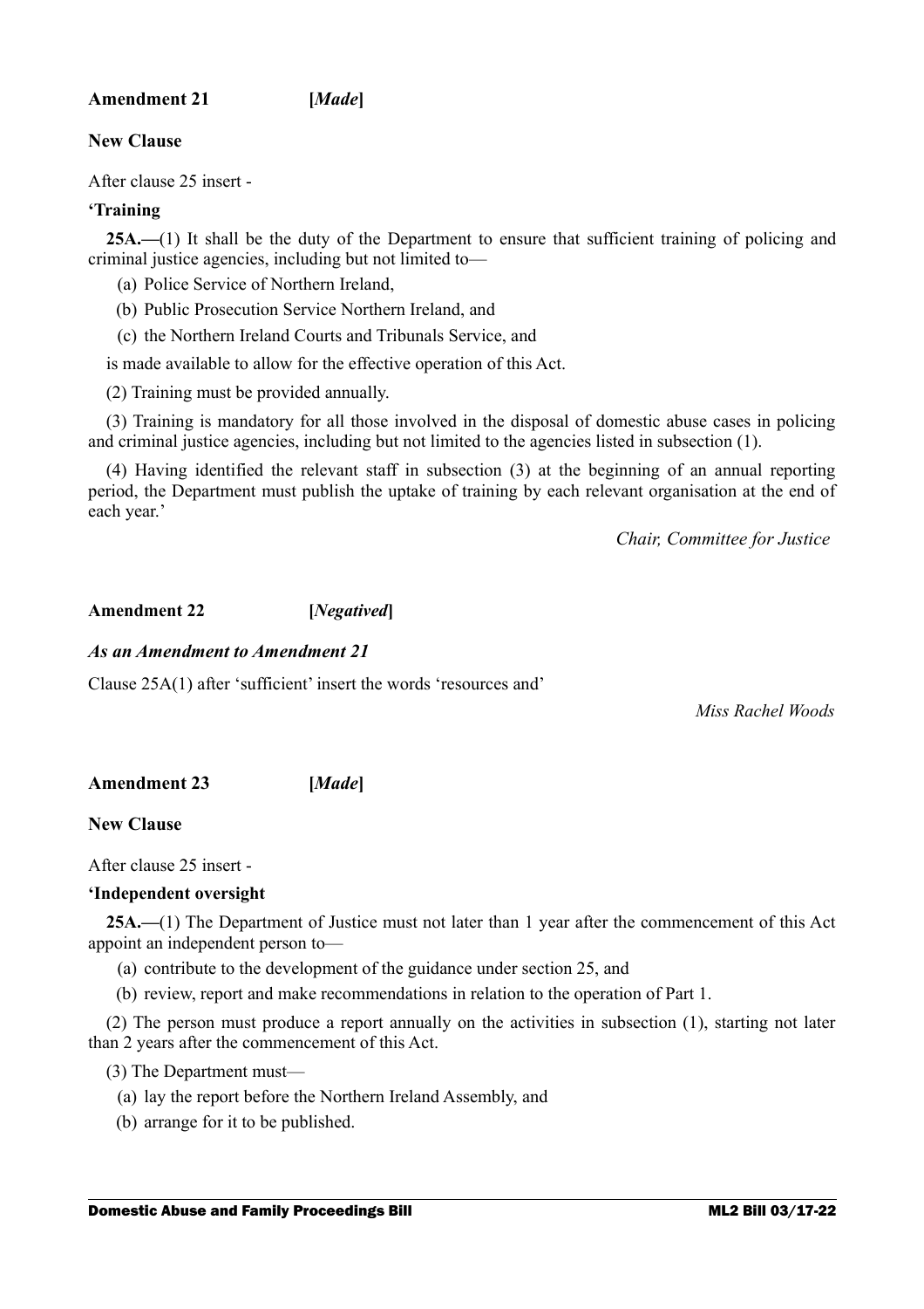**Amendment 21** **[*Made*]**

**New Clause**

After clause 25 insert -

**'Training**

**25A.—**(1) It shall be the duty of the Department to ensure that sufficient training of policing and criminal justice agencies, including but not limited to—

(a) Police Service of Northern Ireland,

(b) Public Prosecution Service Northern Ireland, and

(c) the Northern Ireland Courts and Tribunals Service, and

is made available to allow for the effective operation of this Act.

(2) Training must be provided annually.

(3) Training is mandatory for all those involved in the disposal of domestic abuse cases in policing and criminal justice agencies, including but not limited to the agencies listed in subsection (1).

(4) Having identified the relevant staff in subsection (3) at the beginning of an annual reporting period, the Department must publish the uptake of training by each relevant organisation at the end of each year.'

*Chair, Committee for Justice*

**Amendment 22** **[*Negatived*]**

***As an Amendment to Amendment 21***

Clause 25A(1) after 'sufficient' insert the words 'resources and'

*Miss Rachel Woods*

**Amendment 23** **[*Made*]**

**New Clause**

After clause 25 insert -

**'Independent oversight**

**25A.—**(1) The Department of Justice must not later than 1 year after the commencement of this Act appoint an independent person to—

(a) contribute to the development of the guidance under section 25, and

(b) review, report and make recommendations in relation to the operation of Part 1.

(2) The person must produce a report annually on the activities in subsection (1), starting not later than 2 years after the commencement of this Act.

(3) The Department must—

(a) lay the report before the Northern Ireland Assembly, and

(b) arrange for it to be published.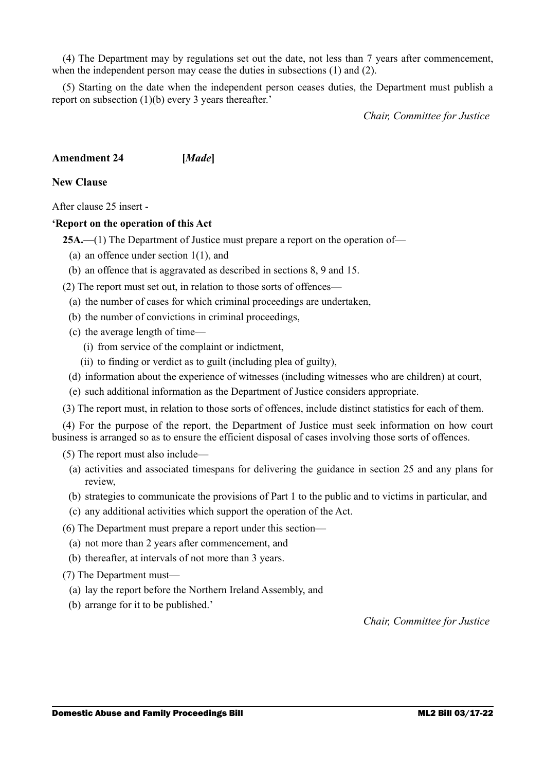(4) The Department may by regulations set out the date, not less than 7 years after commencement, when the independent person may cease the duties in subsections (1) and (2).

(5) Starting on the date when the independent person ceases duties, the Department must publish a report on subsection (1)(b) every 3 years thereafter.'

*Chair, Committee for Justice*

**Amendment 24** **[*Made*]**

**New Clause**

After clause 25 insert -

**'Report on the operation of this Act**

**25A.—**(1) The Department of Justice must prepare a report on the operation of—

(a) an offence under section 1(1), and

(b) an offence that is aggravated as described in sections 8, 9 and 15.

(2) The report must set out, in relation to those sorts of offences—

(a) the number of cases for which criminal proceedings are undertaken,

(b) the number of convictions in criminal proceedings,

(c) the average length of time—

(i) from service of the complaint or indictment,

(ii) to finding or verdict as to guilt (including plea of guilty),

(d) information about the experience of witnesses (including witnesses who are children) at court,

(e) such additional information as the Department of Justice considers appropriate.

(3) The report must, in relation to those sorts of offences, include distinct statistics for each of them.

(4) For the purpose of the report, the Department of Justice must seek information on how court business is arranged so as to ensure the efficient disposal of cases involving those sorts of offences.

(5) The report must also include—

(a) activities and associated timespans for delivering the guidance in section 25 and any plans for review,

(b) strategies to communicate the provisions of Part 1 to the public and to victims in particular, and

(c) any additional activities which support the operation of the Act.

(6) The Department must prepare a report under this section—

(a) not more than 2 years after commencement, and

(b) thereafter, at intervals of not more than 3 years.

(7) The Department must—

(a) lay the report before the Northern Ireland Assembly, and

(b) arrange for it to be published.'

*Chair, Committee for Justice*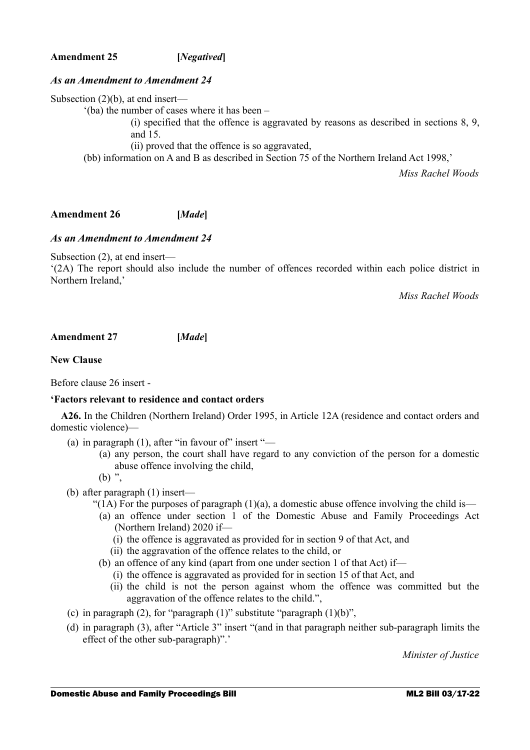**Amendment 25** **[*Negatived*]**

***As an Amendment to Amendment 24***

Subsection (2)(b), at end insert—

'(ba) the number of cases where it has been –

(i) specified that the offence is aggravated by reasons as described in sections 8, 9, and 15.

(ii) proved that the offence is so aggravated,

(bb) information on A and B as described in Section 75 of the Northern Ireland Act 1998,'

*Miss Rachel Woods*

**Amendment 26** **[*Made*]**

***As an Amendment to Amendment 24***

Subsection (2), at end insert—

'(2A) The report should also include the number of offences recorded within each police district in Northern Ireland,'

*Miss Rachel Woods*

**Amendment 27** **[*Made*]**

**New Clause**

Before clause 26 insert -

**'Factors relevant to residence and contact orders**

**A26.** In the Children (Northern Ireland) Order 1995, in Article 12A (residence and contact orders and domestic violence)—

(a) in paragraph (1), after "in favour of" insert "—

(a) any person, the court shall have regard to any conviction of the person for a domestic abuse offence involving the child,

(b) ",

(b) after paragraph (1) insert—

"(1A) For the purposes of paragraph (1)(a), a domestic abuse offence involving the child is—

(a) an offence under section 1 of the Domestic Abuse and Family Proceedings Act (Northern Ireland) 2020 if—

(i) the offence is aggravated as provided for in section 9 of that Act, and

(ii) the aggravation of the offence relates to the child, or

(b) an offence of any kind (apart from one under section 1 of that Act) if—

(i) the offence is aggravated as provided for in section 15 of that Act, and

(ii) the child is not the person against whom the offence was committed but the aggravation of the offence relates to the child.",

(c) in paragraph (2), for "paragraph (1)" substitute "paragraph (1)(b)",

(d) in paragraph (3), after "Article 3" insert "(and in that paragraph neither sub-paragraph limits the effect of the other sub-paragraph)".'

*Minister of Justice*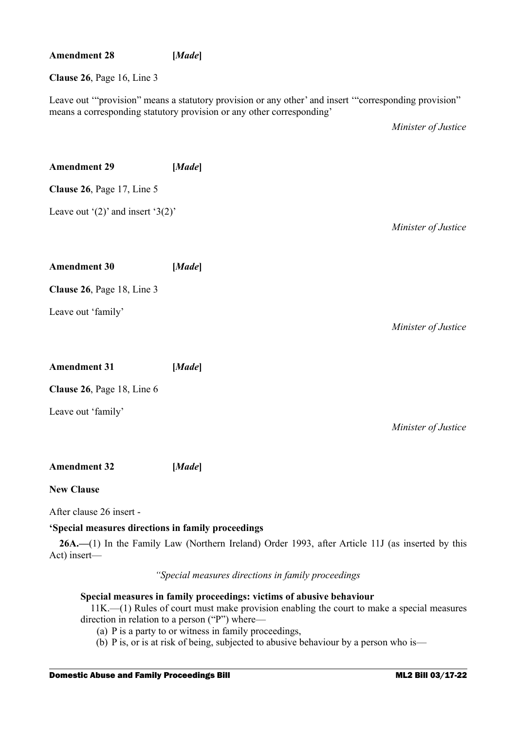**Amendment 28** **[*Made*]**

**Clause 26**, Page 16, Line 3

Leave out '"provision" means a statutory provision or any other' and insert '"corresponding provision" means a corresponding statutory provision or any other corresponding'

*Minister of Justice*

**Amendment 29** **[*Made*]**

**Clause 26**, Page 17, Line 5

Leave out '(2)' and insert '3(2)'

*Minister of Justice*

**Amendment 30** **[*Made*]**

**Clause 26**, Page 18, Line 3

Leave out 'family'

*Minister of Justice*

**Amendment 31** **[*Made*]**

**Clause 26**, Page 18, Line 6

Leave out 'family'

*Minister of Justice*

**Amendment 32** **[*Made*]**

**New Clause**

After clause 26 insert -

**'Special measures directions in family proceedings**

**26A.—**(1) In the Family Law (Northern Ireland) Order 1993, after Article 11J (as inserted by this Act) insert—

*"Special measures directions in family proceedings*

**Special measures in family proceedings: victims of abusive behaviour**

11K.—(1) Rules of court must make provision enabling the court to make a special measures direction in relation to a person ("P") where—

(a) P is a party to or witness in family proceedings,

(b) P is, or is at risk of being, subjected to abusive behaviour by a person who is—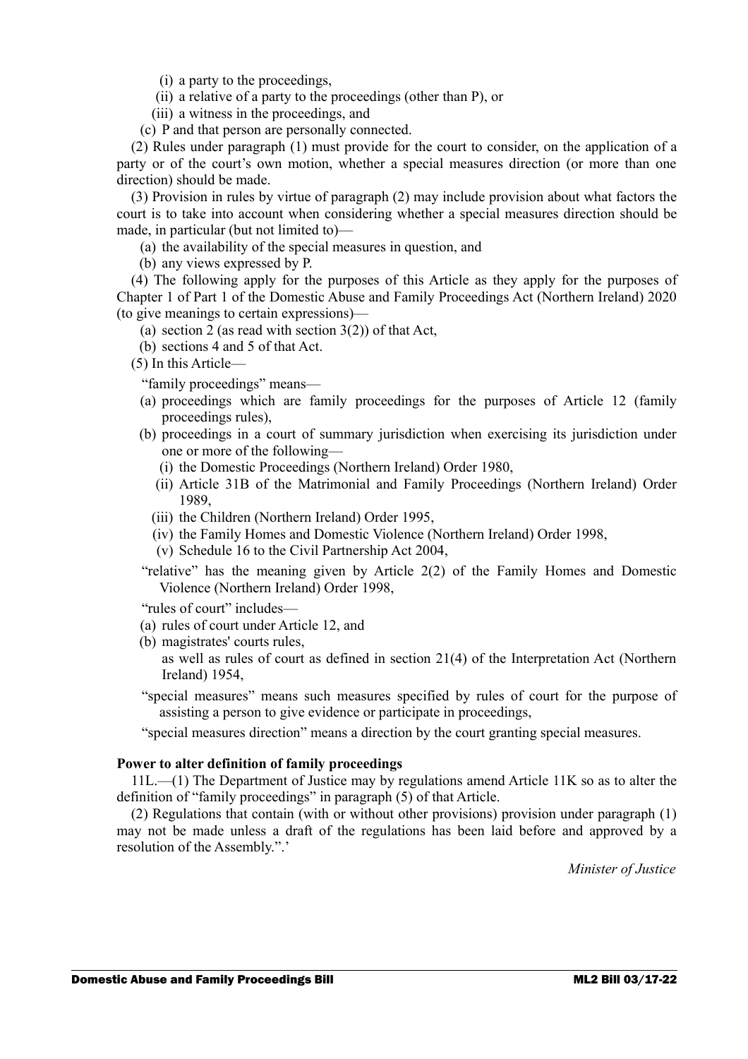(i) a party to the proceedings,

(ii) a relative of a party to the proceedings (other than P), or

(iii) a witness in the proceedings, and

(c) P and that person are personally connected.

(2) Rules under paragraph (1) must provide for the court to consider, on the application of a party or of the court's own motion, whether a special measures direction (or more than one direction) should be made.

(3) Provision in rules by virtue of paragraph (2) may include provision about what factors the court is to take into account when considering whether a special measures direction should be made, in particular (but not limited to)—

(a) the availability of the special measures in question, and

(b) any views expressed by P.

(4) The following apply for the purposes of this Article as they apply for the purposes of Chapter 1 of Part 1 of the Domestic Abuse and Family Proceedings Act (Northern Ireland) 2020 (to give meanings to certain expressions)—

(a) section 2 (as read with section 3(2)) of that Act,

(b) sections 4 and 5 of that Act.

(5) In this Article—

"family proceedings" means—

(a) proceedings which are family proceedings for the purposes of Article 12 (family proceedings rules),

(b) proceedings in a court of summary jurisdiction when exercising its jurisdiction under one or more of the following—

(i) the Domestic Proceedings (Northern Ireland) Order 1980,

(ii) Article 31B of the Matrimonial and Family Proceedings (Northern Ireland) Order 1989,

(iii) the Children (Northern Ireland) Order 1995,

(iv) the Family Homes and Domestic Violence (Northern Ireland) Order 1998,

(v) Schedule 16 to the Civil Partnership Act 2004,

"relative" has the meaning given by Article 2(2) of the Family Homes and Domestic Violence (Northern Ireland) Order 1998,

"rules of court" includes—

(a) rules of court under Article 12, and

(b) magistrates' courts rules,

as well as rules of court as defined in section 21(4) of the Interpretation Act (Northern Ireland) 1954,

"special measures" means such measures specified by rules of court for the purpose of assisting a person to give evidence or participate in proceedings,

"special measures direction" means a direction by the court granting special measures.

**Power to alter definition of family proceedings**

11L.—(1) The Department of Justice may by regulations amend Article 11K so as to alter the definition of "family proceedings" in paragraph (5) of that Article.

(2) Regulations that contain (with or without other provisions) provision under paragraph (1) may not be made unless a draft of the regulations has been laid before and approved by a resolution of the Assembly.".'

*Minister of Justice*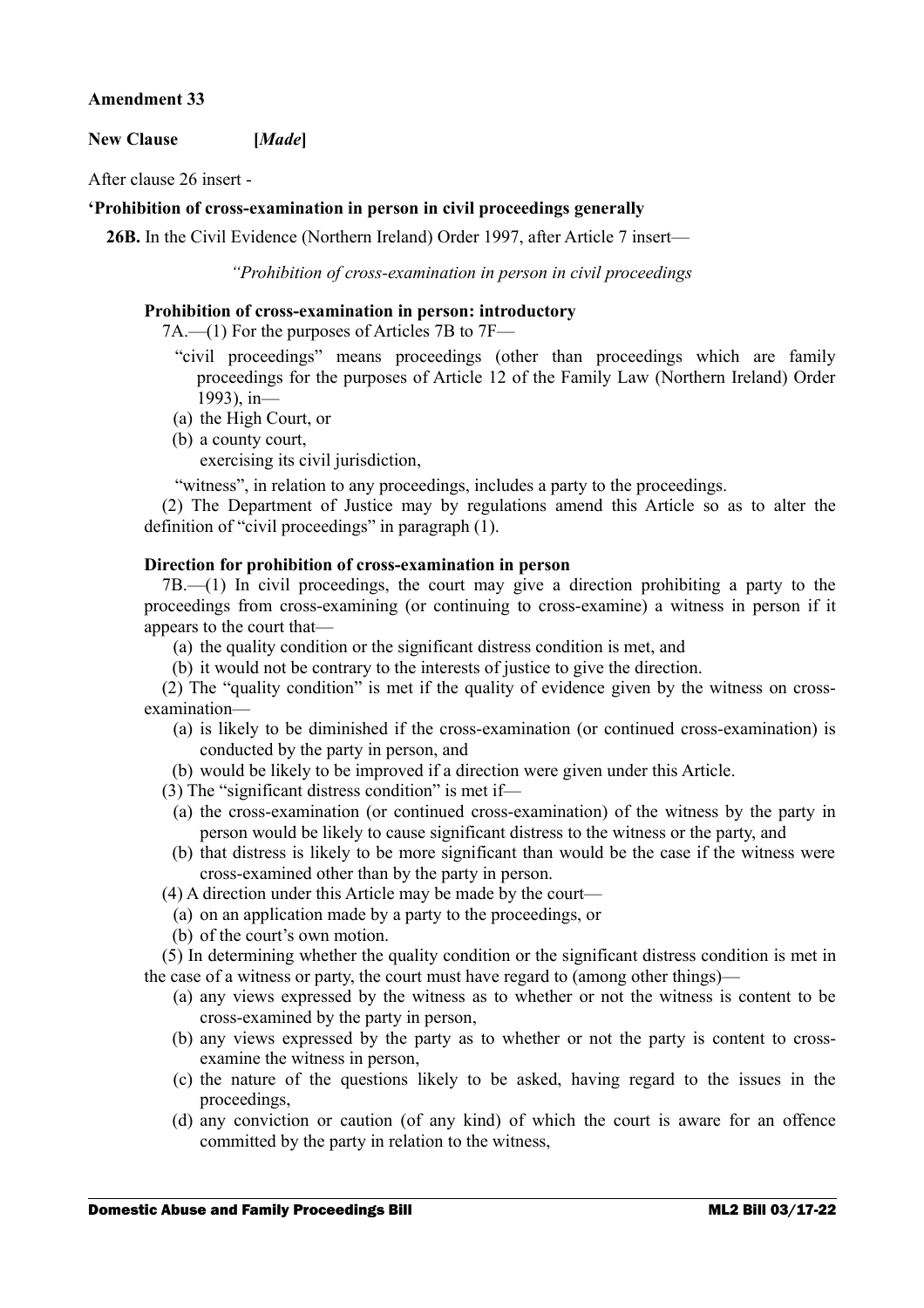**Amendment 33**

**New Clause** **[*Made*]**

After clause 26 insert -

**'Prohibition of cross-examination in person in civil proceedings generally**

**26B.** In the Civil Evidence (Northern Ireland) Order 1997, after Article 7 insert—

*"Prohibition of cross-examination in person in civil proceedings*

**Prohibition of cross-examination in person: introductory**

7A.—(1) For the purposes of Articles 7B to 7F—

"civil proceedings" means proceedings (other than proceedings which are family proceedings for the purposes of Article 12 of the Family Law (Northern Ireland) Order 1993), in—

(a) the High Court, or

(b) a county court,

exercising its civil jurisdiction,

"witness", in relation to any proceedings, includes a party to the proceedings.

(2) The Department of Justice may by regulations amend this Article so as to alter the definition of "civil proceedings" in paragraph (1).

**Direction for prohibition of cross-examination in person**

7B.—(1) In civil proceedings, the court may give a direction prohibiting a party to the proceedings from cross-examining (or continuing to cross-examine) a witness in person if it appears to the court that—

(a) the quality condition or the significant distress condition is met, and

(b) it would not be contrary to the interests of justice to give the direction.

(2) The "quality condition" is met if the quality of evidence given by the witness on cross-examination—

(a) is likely to be diminished if the cross-examination (or continued cross-examination) is conducted by the party in person, and

(b) would be likely to be improved if a direction were given under this Article.

(3) The "significant distress condition" is met if—

(a) the cross-examination (or continued cross-examination) of the witness by the party in person would be likely to cause significant distress to the witness or the party, and

(b) that distress is likely to be more significant than would be the case if the witness were cross-examined other than by the party in person.

(4) A direction under this Article may be made by the court—

(a) on an application made by a party to the proceedings, or

(b) of the court's own motion.

(5) In determining whether the quality condition or the significant distress condition is met in the case of a witness or party, the court must have regard to (among other things)—

(a) any views expressed by the witness as to whether or not the witness is content to be cross-examined by the party in person,

(b) any views expressed by the party as to whether or not the party is content to cross-examine the witness in person,

(c) the nature of the questions likely to be asked, having regard to the issues in the proceedings,

(d) any conviction or caution (of any kind) of which the court is aware for an offence committed by the party in relation to the witness,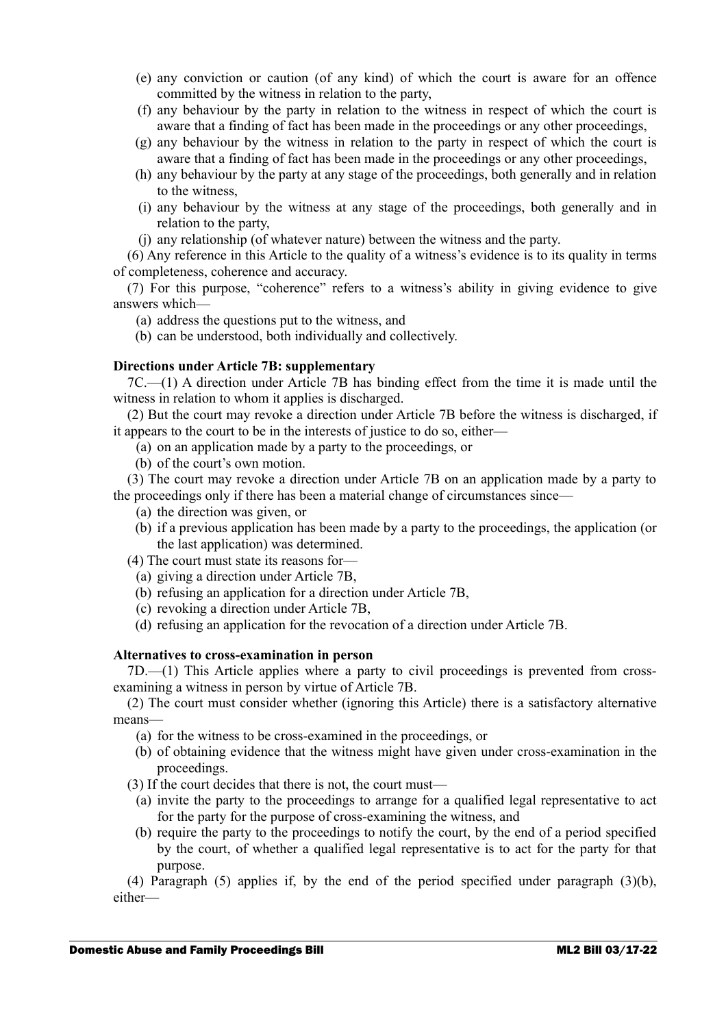(e) any conviction or caution (of any kind) of which the court is aware for an offence committed by the witness in relation to the party,

(f) any behaviour by the party in relation to the witness in respect of which the court is aware that a finding of fact has been made in the proceedings or any other proceedings,

(g) any behaviour by the witness in relation to the party in respect of which the court is aware that a finding of fact has been made in the proceedings or any other proceedings,

(h) any behaviour by the party at any stage of the proceedings, both generally and in relation to the witness,

(i) any behaviour by the witness at any stage of the proceedings, both generally and in relation to the party,

(j) any relationship (of whatever nature) between the witness and the party.

(6) Any reference in this Article to the quality of a witness's evidence is to its quality in terms of completeness, coherence and accuracy.

(7) For this purpose, "coherence" refers to a witness's ability in giving evidence to give answers which—

(a) address the questions put to the witness, and

(b) can be understood, both individually and collectively.

**Directions under Article 7B: supplementary**

7C.—(1) A direction under Article 7B has binding effect from the time it is made until the witness in relation to whom it applies is discharged.

(2) But the court may revoke a direction under Article 7B before the witness is discharged, if it appears to the court to be in the interests of justice to do so, either—

(a) on an application made by a party to the proceedings, or

(b) of the court's own motion.

(3) The court may revoke a direction under Article 7B on an application made by a party to the proceedings only if there has been a material change of circumstances since—

(a) the direction was given, or

(b) if a previous application has been made by a party to the proceedings, the application (or the last application) was determined.

(4) The court must state its reasons for—

(a) giving a direction under Article 7B,

(b) refusing an application for a direction under Article 7B,

(c) revoking a direction under Article 7B,

(d) refusing an application for the revocation of a direction under Article 7B.

**Alternatives to cross-examination in person**

7D.—(1) This Article applies where a party to civil proceedings is prevented from cross-examining a witness in person by virtue of Article 7B.

(2) The court must consider whether (ignoring this Article) there is a satisfactory alternative means—

(a) for the witness to be cross-examined in the proceedings, or

(b) of obtaining evidence that the witness might have given under cross-examination in the proceedings.

(3) If the court decides that there is not, the court must—

(a) invite the party to the proceedings to arrange for a qualified legal representative to act for the party for the purpose of cross-examining the witness, and

(b) require the party to the proceedings to notify the court, by the end of a period specified by the court, of whether a qualified legal representative is to act for the party for that purpose.

(4) Paragraph (5) applies if, by the end of the period specified under paragraph (3)(b), either—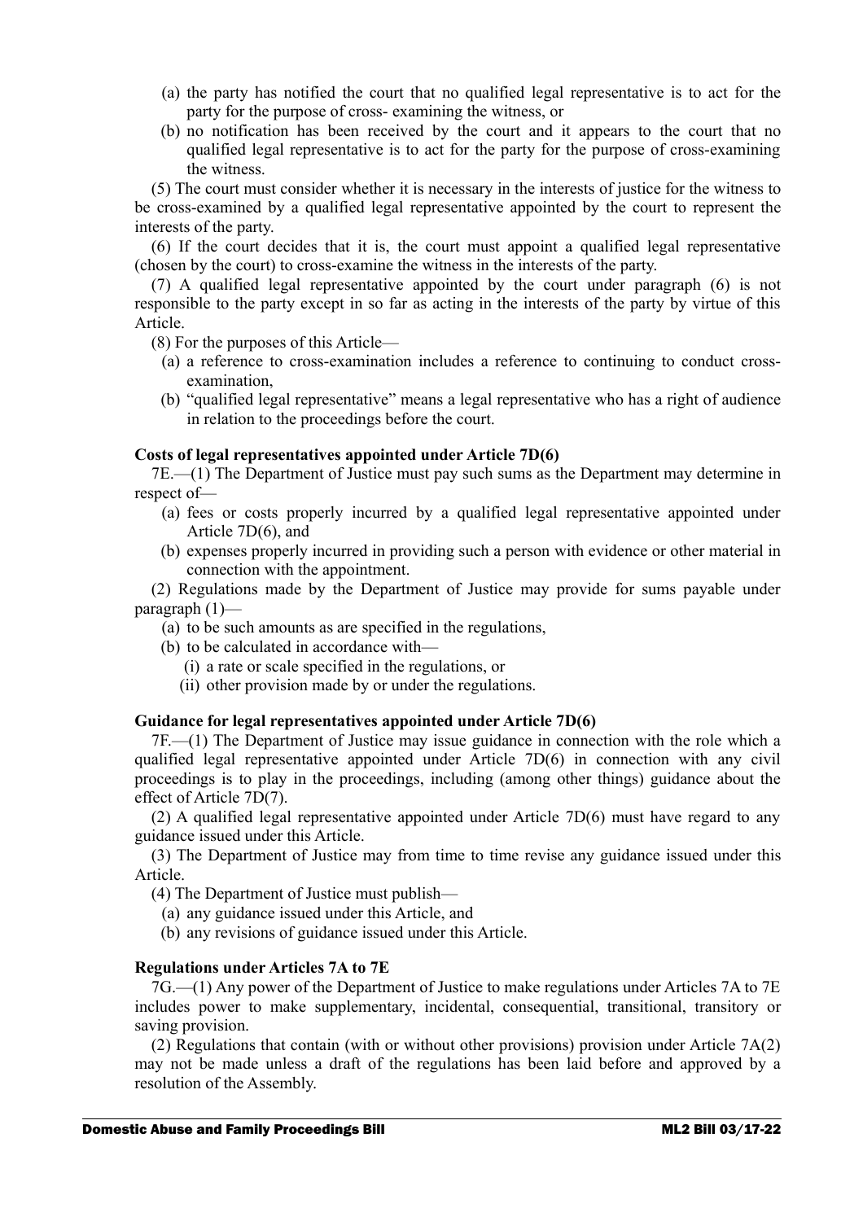(a) the party has notified the court that no qualified legal representative is to act for the party for the purpose of cross- examining the witness, or

(b) no notification has been received by the court and it appears to the court that no qualified legal representative is to act for the party for the purpose of cross-examining the witness.

(5) The court must consider whether it is necessary in the interests of justice for the witness to be cross-examined by a qualified legal representative appointed by the court to represent the interests of the party.

(6) If the court decides that it is, the court must appoint a qualified legal representative (chosen by the court) to cross-examine the witness in the interests of the party.

(7) A qualified legal representative appointed by the court under paragraph (6) is not responsible to the party except in so far as acting in the interests of the party by virtue of this Article.

(8) For the purposes of this Article—

(a) a reference to cross-examination includes a reference to continuing to conduct cross-examination,

(b) "qualified legal representative" means a legal representative who has a right of audience in relation to the proceedings before the court.

**Costs of legal representatives appointed under Article 7D(6)**

7E.—(1) The Department of Justice must pay such sums as the Department may determine in respect of—

(a) fees or costs properly incurred by a qualified legal representative appointed under Article 7D(6), and

(b) expenses properly incurred in providing such a person with evidence or other material in connection with the appointment.

(2) Regulations made by the Department of Justice may provide for sums payable under paragraph (1)—

(a) to be such amounts as are specified in the regulations,

(b) to be calculated in accordance with—

(i) a rate or scale specified in the regulations, or

(ii) other provision made by or under the regulations.

**Guidance for legal representatives appointed under Article 7D(6)**

7F.—(1) The Department of Justice may issue guidance in connection with the role which a qualified legal representative appointed under Article 7D(6) in connection with any civil proceedings is to play in the proceedings, including (among other things) guidance about the effect of Article 7D(7).

(2) A qualified legal representative appointed under Article 7D(6) must have regard to any guidance issued under this Article.

(3) The Department of Justice may from time to time revise any guidance issued under this Article.

(4) The Department of Justice must publish—

(a) any guidance issued under this Article, and

(b) any revisions of guidance issued under this Article.

**Regulations under Articles 7A to 7E**

7G.—(1) Any power of the Department of Justice to make regulations under Articles 7A to 7E includes power to make supplementary, incidental, consequential, transitional, transitory or saving provision.

(2) Regulations that contain (with or without other provisions) provision under Article 7A(2) may not be made unless a draft of the regulations has been laid before and approved by a resolution of the Assembly.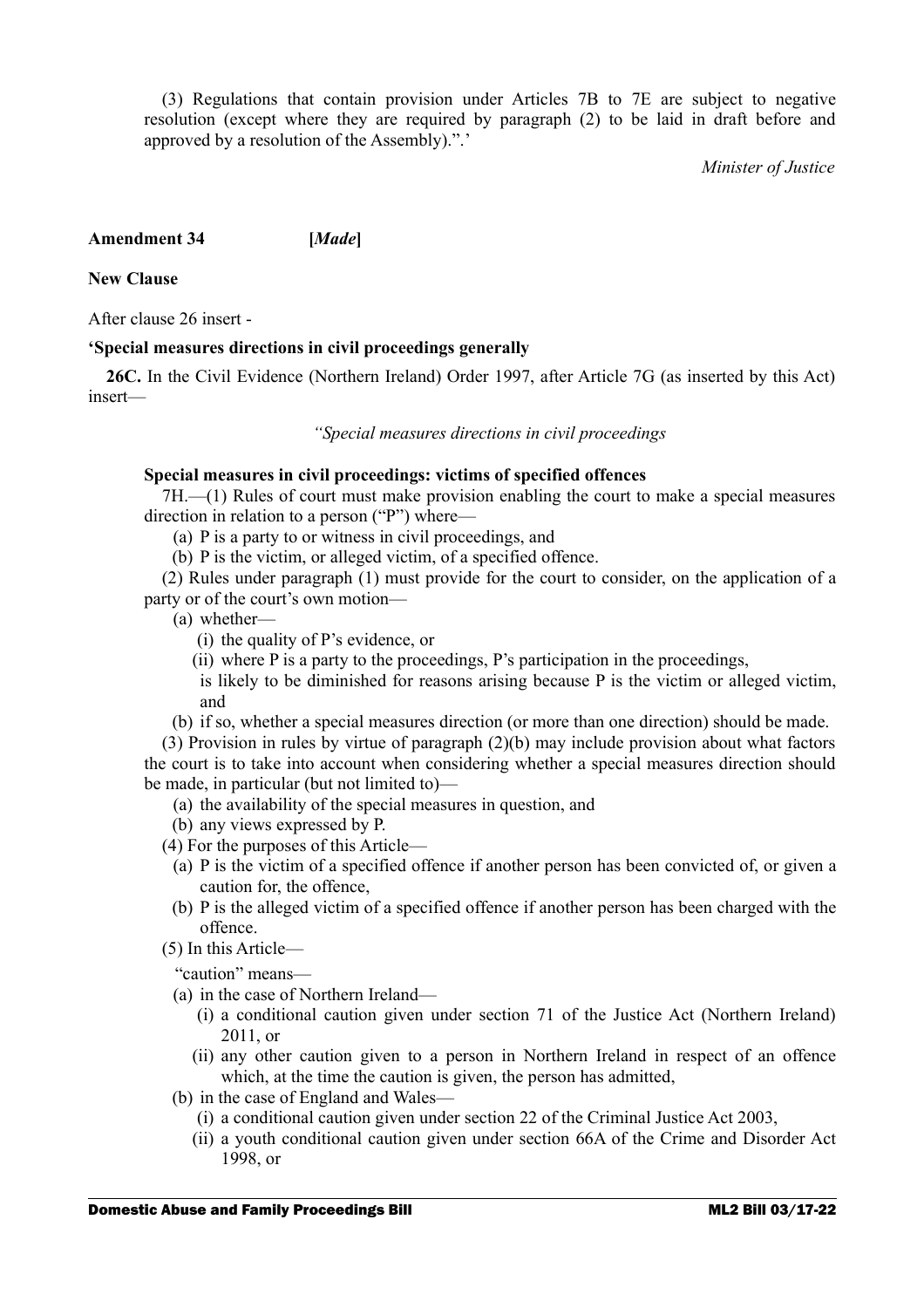(3) Regulations that contain provision under Articles 7B to 7E are subject to negative resolution (except where they are required by paragraph (2) to be laid in draft before and approved by a resolution of the Assembly).".'

*Minister of Justice*

**Amendment 34** **[*Made*]**

**New Clause**

After clause 26 insert -

**'Special measures directions in civil proceedings generally**

**26C.** In the Civil Evidence (Northern Ireland) Order 1997, after Article 7G (as inserted by this Act) insert—

*"Special measures directions in civil proceedings*

**Special measures in civil proceedings: victims of specified offences**

7H.—(1) Rules of court must make provision enabling the court to make a special measures direction in relation to a person ("P") where—

(a) P is a party to or witness in civil proceedings, and

(b) P is the victim, or alleged victim, of a specified offence.

(2) Rules under paragraph (1) must provide for the court to consider, on the application of a party or of the court's own motion—

(a) whether—

(i) the quality of P's evidence, or

(ii) where P is a party to the proceedings, P's participation in the proceedings,

is likely to be diminished for reasons arising because P is the victim or alleged victim, and

(b) if so, whether a special measures direction (or more than one direction) should be made.

(3) Provision in rules by virtue of paragraph (2)(b) may include provision about what factors the court is to take into account when considering whether a special measures direction should be made, in particular (but not limited to)—

(a) the availability of the special measures in question, and

(b) any views expressed by P.

(4) For the purposes of this Article—

(a) P is the victim of a specified offence if another person has been convicted of, or given a caution for, the offence,

(b) P is the alleged victim of a specified offence if another person has been charged with the offence.

(5) In this Article—

"caution" means—

(a) in the case of Northern Ireland—

(i) a conditional caution given under section 71 of the Justice Act (Northern Ireland) 2011, or

(ii) any other caution given to a person in Northern Ireland in respect of an offence which, at the time the caution is given, the person has admitted,

(b) in the case of England and Wales—

(i) a conditional caution given under section 22 of the Criminal Justice Act 2003,

(ii) a youth conditional caution given under section 66A of the Crime and Disorder Act 1998, or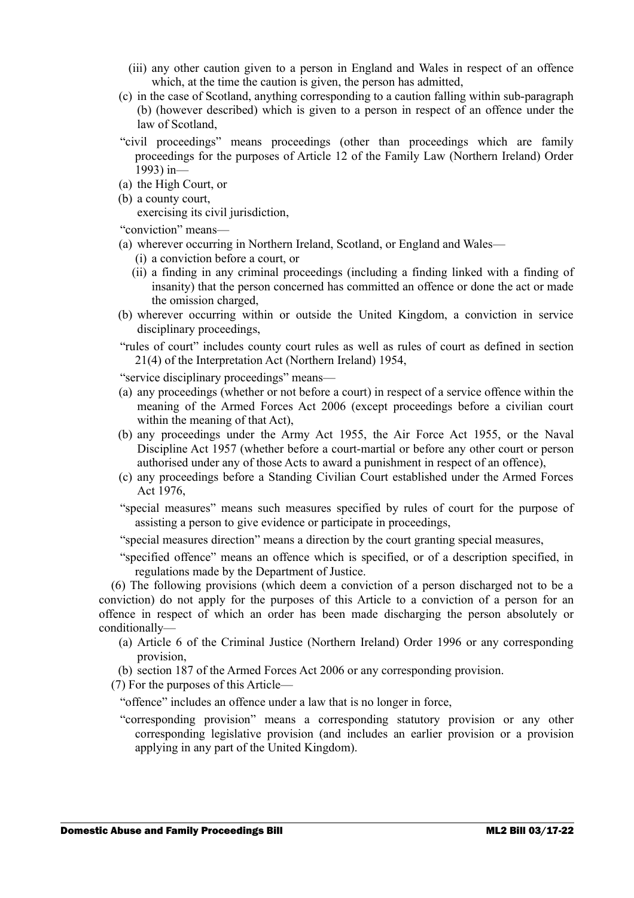(iii) any other caution given to a person in England and Wales in respect of an offence which, at the time the caution is given, the person has admitted,

(c) in the case of Scotland, anything corresponding to a caution falling within sub-paragraph (b) (however described) which is given to a person in respect of an offence under the law of Scotland,

"civil proceedings" means proceedings (other than proceedings which are family proceedings for the purposes of Article 12 of the Family Law (Northern Ireland) Order 1993) in—

(a) the High Court, or

(b) a county court,

exercising its civil jurisdiction,

"conviction" means—

(a) wherever occurring in Northern Ireland, Scotland, or England and Wales—

(i) a conviction before a court, or

(ii) a finding in any criminal proceedings (including a finding linked with a finding of insanity) that the person concerned has committed an offence or done the act or made the omission charged,

(b) wherever occurring within or outside the United Kingdom, a conviction in service disciplinary proceedings,

"rules of court" includes county court rules as well as rules of court as defined in section 21(4) of the Interpretation Act (Northern Ireland) 1954,

"service disciplinary proceedings" means—

(a) any proceedings (whether or not before a court) in respect of a service offence within the meaning of the Armed Forces Act 2006 (except proceedings before a civilian court within the meaning of that Act),

(b) any proceedings under the Army Act 1955, the Air Force Act 1955, or the Naval Discipline Act 1957 (whether before a court-martial or before any other court or person authorised under any of those Acts to award a punishment in respect of an offence),

(c) any proceedings before a Standing Civilian Court established under the Armed Forces Act 1976,

"special measures" means such measures specified by rules of court for the purpose of assisting a person to give evidence or participate in proceedings,

"special measures direction" means a direction by the court granting special measures,

"specified offence" means an offence which is specified, or of a description specified, in regulations made by the Department of Justice.

(6) The following provisions (which deem a conviction of a person discharged not to be a conviction) do not apply for the purposes of this Article to a conviction of a person for an offence in respect of which an order has been made discharging the person absolutely or conditionally—

(a) Article 6 of the Criminal Justice (Northern Ireland) Order 1996 or any corresponding provision,

(b) section 187 of the Armed Forces Act 2006 or any corresponding provision.

(7) For the purposes of this Article—

"offence" includes an offence under a law that is no longer in force,

"corresponding provision" means a corresponding statutory provision or any other corresponding legislative provision (and includes an earlier provision or a provision applying in any part of the United Kingdom).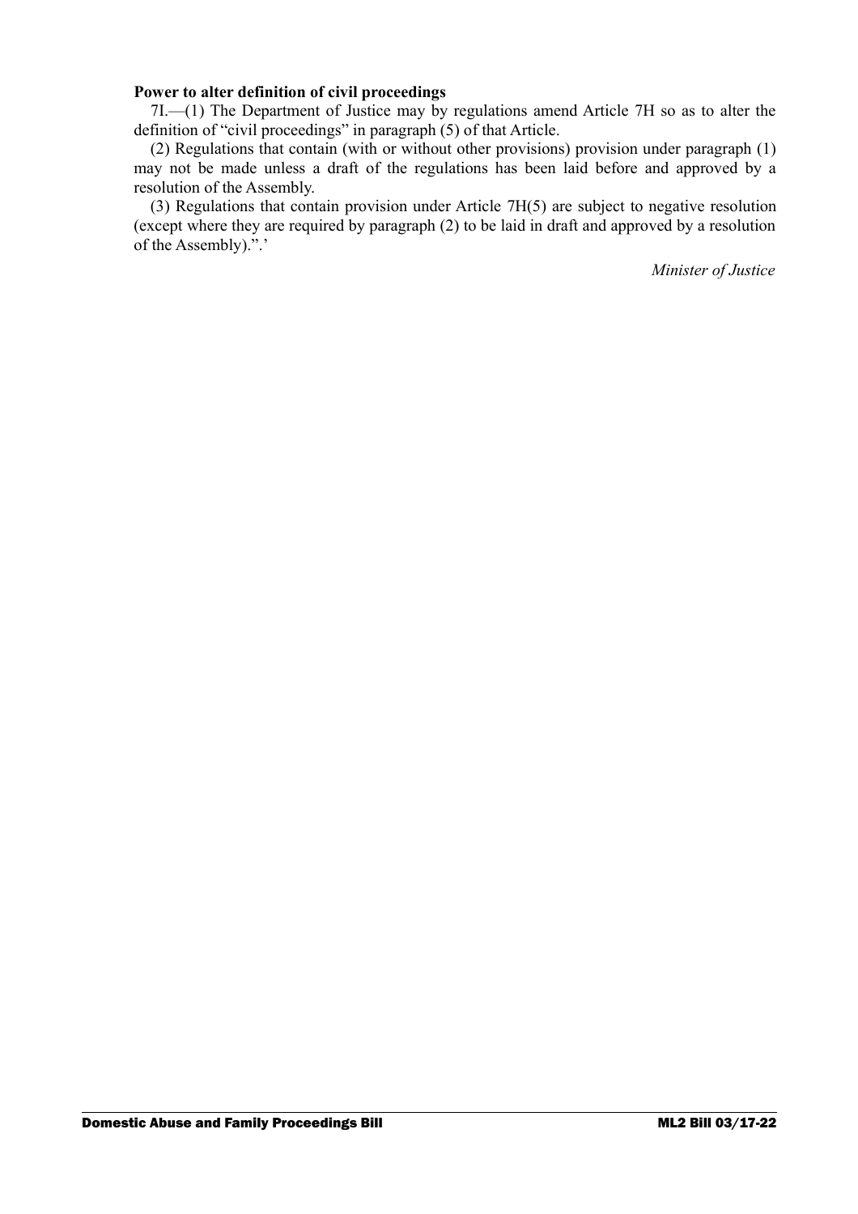**Power to alter definition of civil proceedings**

7I.—(1) The Department of Justice may by regulations amend Article 7H so as to alter the definition of "civil proceedings" in paragraph (5) of that Article.

(2) Regulations that contain (with or without other provisions) provision under paragraph (1) may not be made unless a draft of the regulations has been laid before and approved by a resolution of the Assembly.

(3) Regulations that contain provision under Article 7H(5) are subject to negative resolution (except where they are required by paragraph (2) to be laid in draft and approved by a resolution of the Assembly).".'

*Minister of Justice*